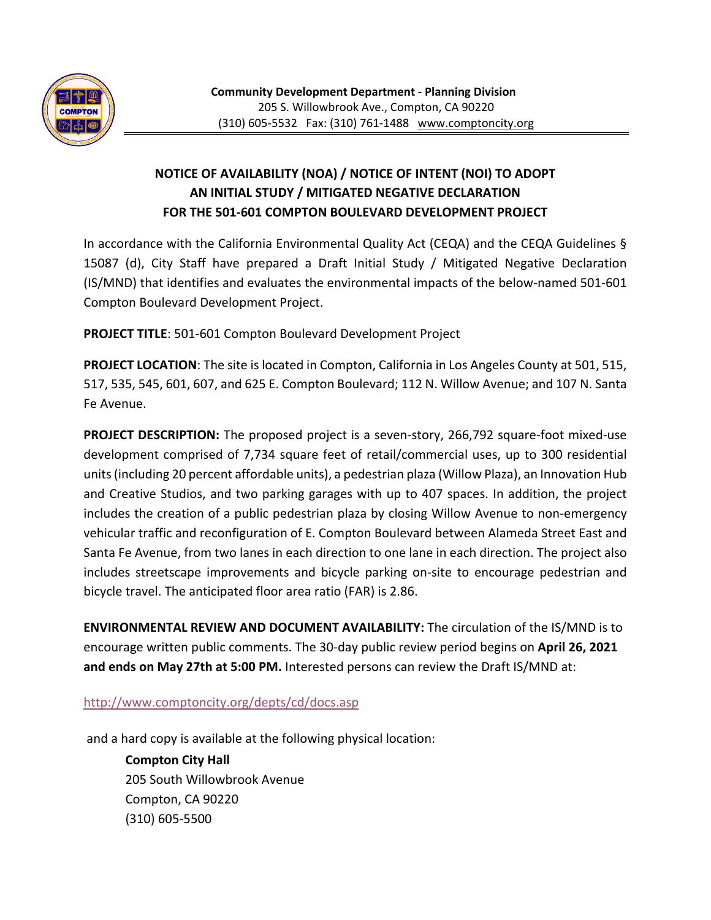**Community Development Department - Planning Division**
205 S. Willowbrook Ave., Compton, CA 90220
(310) 605-5532 Fax: (310) 761-1488 www.comptoncity.org

# NOTICE OF AVAILABILITY (NOA) / NOTICE OF INTENT (NOI) TO ADOPT AN INITIAL STUDY / MITIGATED NEGATIVE DECLARATION FOR THE 501-601 COMPTON BOULEVARD DEVELOPMENT PROJECT

In accordance with the California Environmental Quality Act (CEQA) and the CEQA Guidelines § 15087 (d), City Staff have prepared a Draft Initial Study / Mitigated Negative Declaration (IS/MND) that identifies and evaluates the environmental impacts of the below-named 501-601 Compton Boulevard Development Project.

**PROJECT TITLE**: 501-601 Compton Boulevard Development Project

**PROJECT LOCATION**: The site is located in Compton, California in Los Angeles County at 501, 515, 517, 535, 545, 601, 607, and 625 E. Compton Boulevard; 112 N. Willow Avenue; and 107 N. Santa Fe Avenue.

**PROJECT DESCRIPTION:** The proposed project is a seven-story, 266,792 square-foot mixed-use development comprised of 7,734 square feet of retail/commercial uses, up to 300 residential units (including 20 percent affordable units), a pedestrian plaza (Willow Plaza), an Innovation Hub and Creative Studios, and two parking garages with up to 407 spaces. In addition, the project includes the creation of a public pedestrian plaza by closing Willow Avenue to non-emergency vehicular traffic and reconfiguration of E. Compton Boulevard between Alameda Street East and Santa Fe Avenue, from two lanes in each direction to one lane in each direction. The project also includes streetscape improvements and bicycle parking on-site to encourage pedestrian and bicycle travel. The anticipated floor area ratio (FAR) is 2.86.

**ENVIRONMENTAL REVIEW AND DOCUMENT AVAILABILITY:** The circulation of the IS/MND is to encourage written public comments. The 30-day public review period begins on **April 26, 2021 and ends on May 27th at 5:00 PM.** Interested persons can review the Draft IS/MND at:

http://www.comptoncity.org/depts/cd/docs.asp

and a hard copy is available at the following physical location:

**Compton City Hall**
205 South Willowbrook Avenue
Compton, CA 90220
(310) 605-5500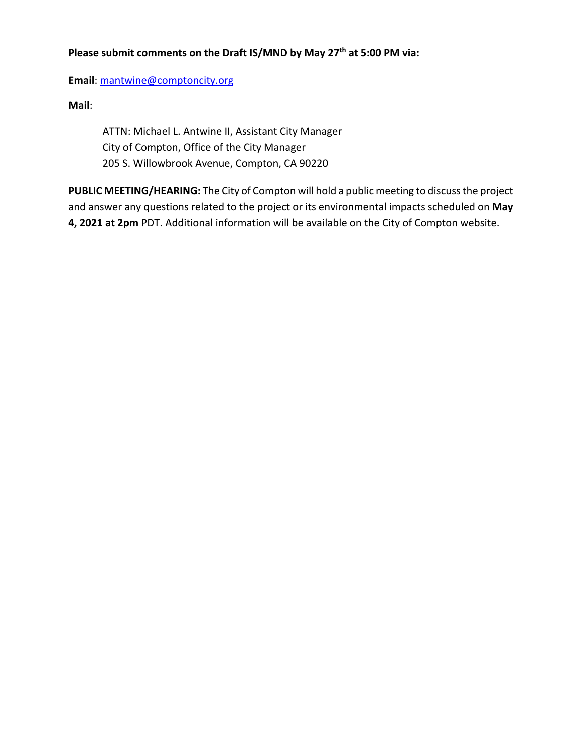**Please submit comments on the Draft IS/MND by May 27th at 5:00 PM via:**

**Email**: mantwine@comptoncity.org

**Mail**:

ATTN: Michael L. Antwine II, Assistant City Manager
City of Compton, Office of the City Manager
205 S. Willowbrook Avenue, Compton, CA 90220

**PUBLIC MEETING/HEARING:** The City of Compton will hold a public meeting to discuss the project and answer any questions related to the project or its environmental impacts scheduled on **May 4, 2021 at 2pm** PDT. Additional information will be available on the City of Compton website.